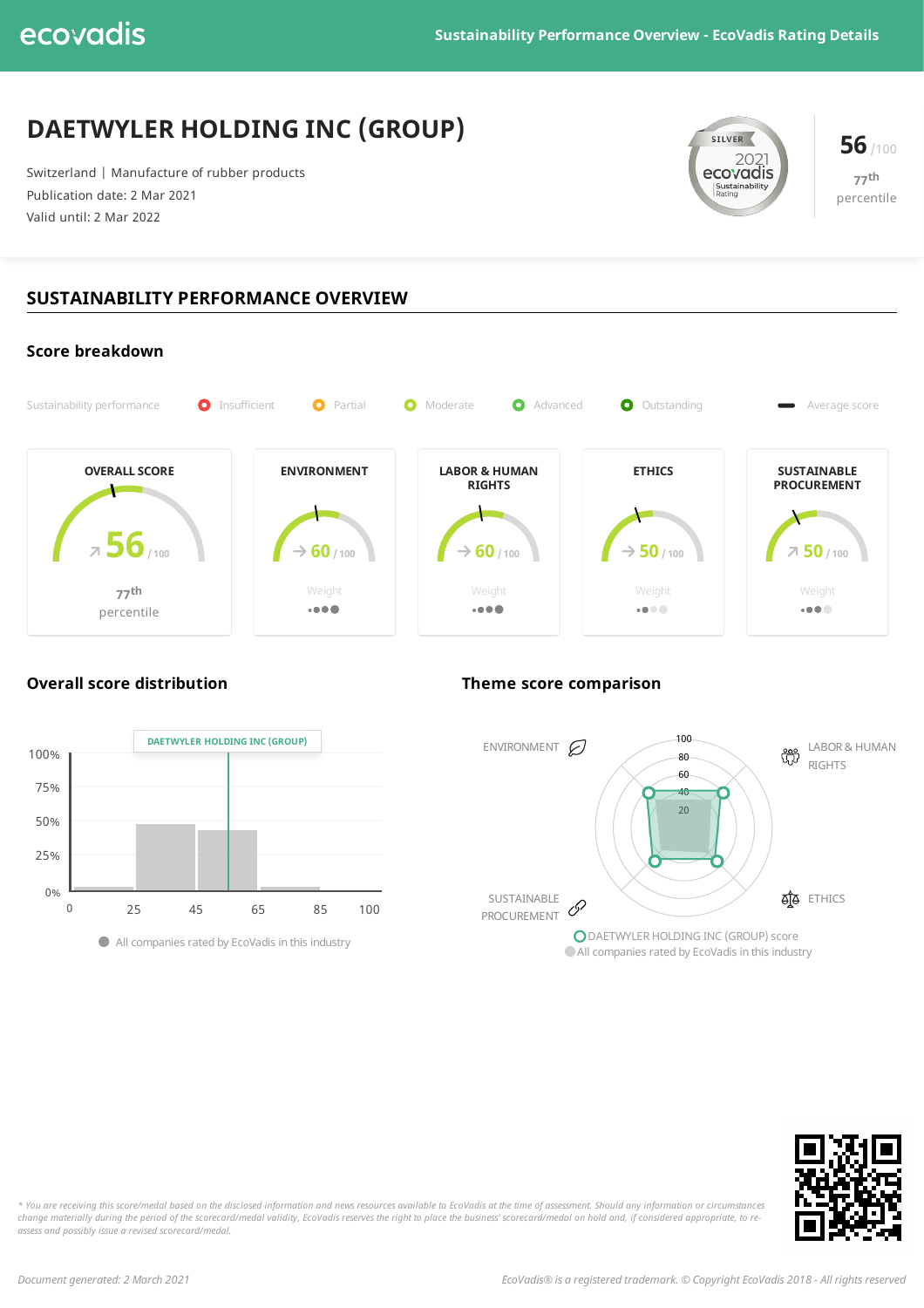# DAETWYLER HOLDING INC (GROUP)

Switzerland | Manufacture of rubber products
Publication date: 2 Mar 2021
Valid until: 2 Mar 2022

SILVER 2021 ecovadis Sustainability Rating

**56** /100
77th percentile

## SUSTAINABILITY PERFORMANCE OVERVIEW

### Score breakdown

Sustainability performance: Insufficient | Partial | Moderate | Advanced | Outstanding | Average score

| OVERALL SCORE | ENVIRONMENT | LABOR & HUMAN RIGHTS | ETHICS | SUSTAINABLE PROCUREMENT |
|---|---|---|---|---|
| 56 /100 | 60 /100 | 60 /100 | 50 /100 | 50 /100 |
| 77th percentile | Weight | Weight | Weight | Weight |

### Overall score distribution

DAETWYLER HOLDING INC (GROUP)

All companies rated by EcoVadis in this industry

### Theme score comparison

ENVIRONMENT, LABOR & HUMAN RIGHTS, ETHICS, SUSTAINABLE PROCUREMENT

DAETWYLER HOLDING INC (GROUP) score
All companies rated by EcoVadis in this industry

*\* You are receiving this score/medal based on the disclosed information and news resources available to EcoVadis at the time of assessment. Should any information or circumstances change materially during the period of the scorecard/medal validity, EcoVadis reserves the right to place the business' scorecard/medal on hold and, if considered appropriate, to re-assess and possibly issue a revised scorecard/medal.*

*Document generated: 2 March 2021*

*EcoVadis® is a registered trademark. © Copyright EcoVadis 2018 - All rights reserved*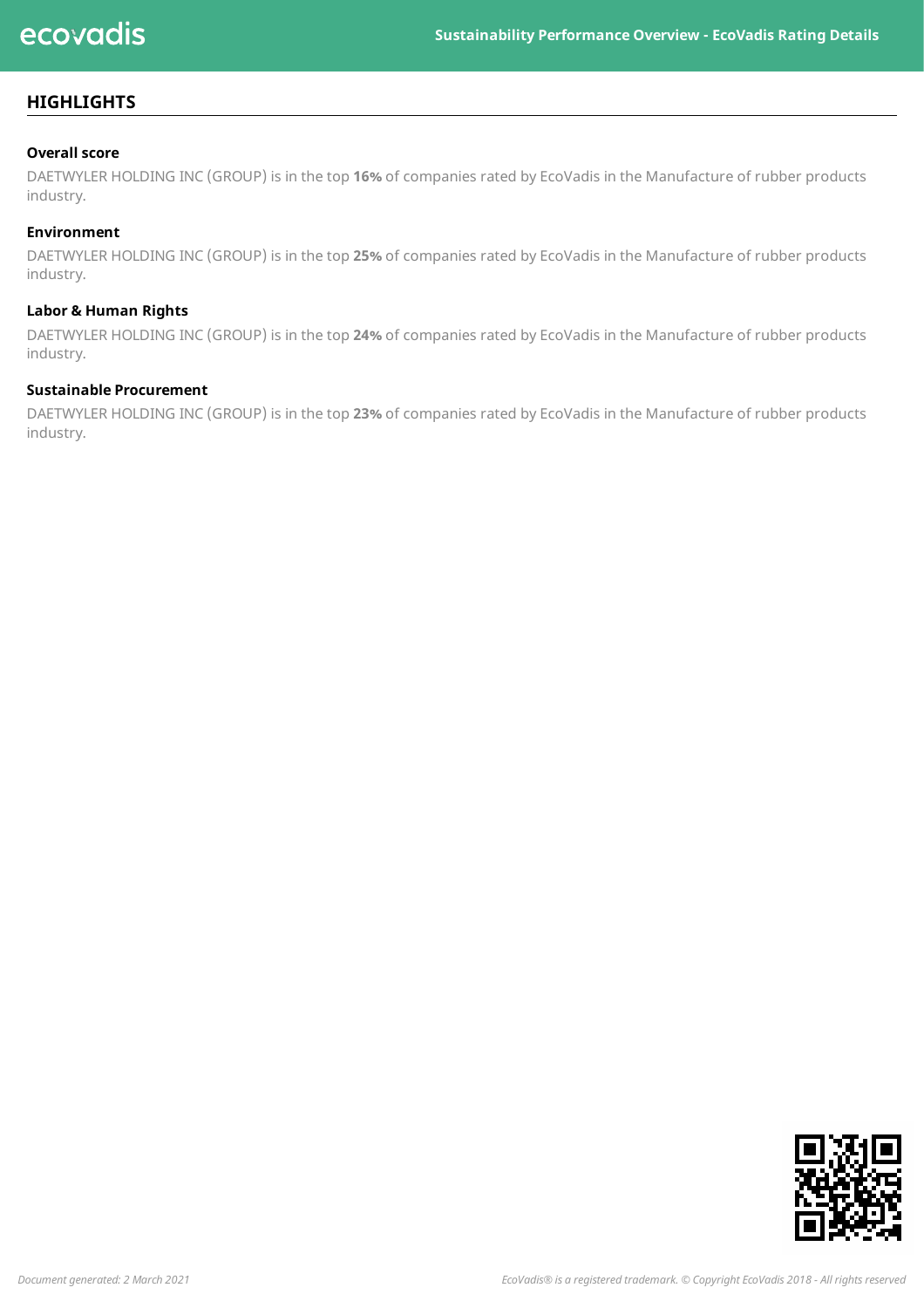## HIGHLIGHTS

### Overall score

DAETWYLER HOLDING INC (GROUP) is in the top **16%** of companies rated by EcoVadis in the Manufacture of rubber products industry.

### Environment

DAETWYLER HOLDING INC (GROUP) is in the top **25%** of companies rated by EcoVadis in the Manufacture of rubber products industry.

### Labor & Human Rights

DAETWYLER HOLDING INC (GROUP) is in the top **24%** of companies rated by EcoVadis in the Manufacture of rubber products industry.

### Sustainable Procurement

DAETWYLER HOLDING INC (GROUP) is in the top **23%** of companies rated by EcoVadis in the Manufacture of rubber products industry.